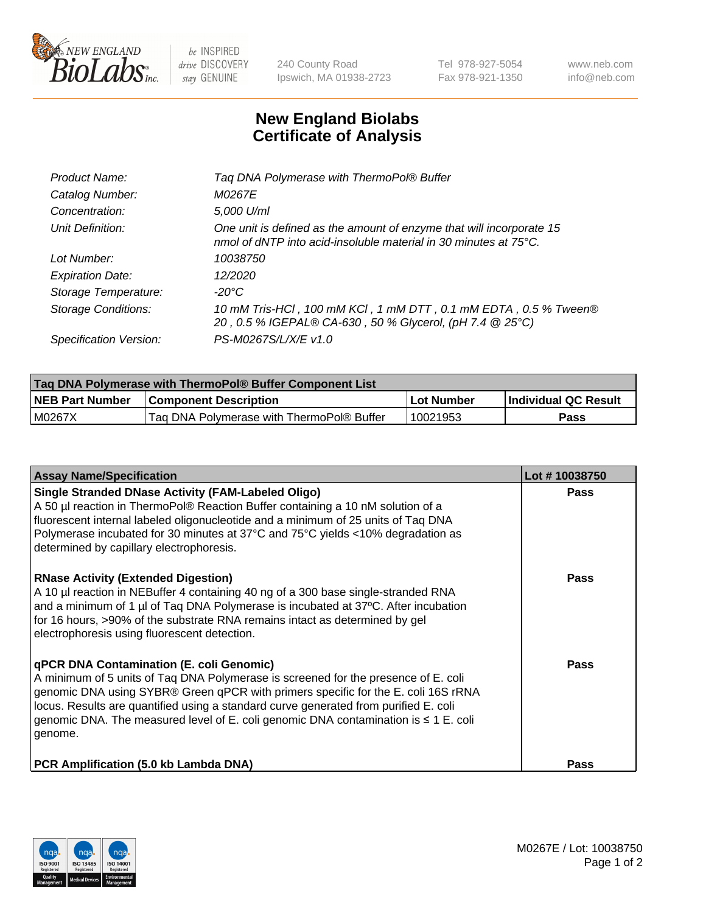# New England Biolabs Certificate of Analysis

| | |
|---|---|
| *Product Name:* | *Taq DNA Polymerase with ThermoPol® Buffer* |
| *Catalog Number:* | *M0267E* |
| *Concentration:* | *5,000 U/ml* |
| *Unit Definition:* | *One unit is defined as the amount of enzyme that will incorporate 15 nmol of dNTP into acid-insoluble material in 30 minutes at 75°C.* |
| *Lot Number:* | *10038750* |
| *Expiration Date:* | *12/2020* |
| *Storage Temperature:* | *-20°C* |
| *Storage Conditions:* | *10 mM Tris-HCl , 100 mM KCl , 1 mM DTT , 0.1 mM EDTA , 0.5 % Tween® 20 , 0.5 % IGEPAL® CA-630 , 50 % Glycerol, (pH 7.4 @ 25°C)* |
| *Specification Version:* | *PS-M0267S/L/X/E v1.0* |

**Taq DNA Polymerase with ThermoPol® Buffer Component List**

| NEB Part Number | Component Description | Lot Number | Individual QC Result |
|---|---|---|---|
| M0267X | Taq DNA Polymerase with ThermoPol® Buffer | 10021953 | Pass |

| Assay Name/Specification | Lot # 10038750 |
|---|---|
| **Single Stranded DNase Activity (FAM-Labeled Oligo)**<br>A 50 µl reaction in ThermoPol® Reaction Buffer containing a 10 nM solution of a fluorescent internal labeled oligonucleotide and a minimum of 25 units of Taq DNA Polymerase incubated for 30 minutes at 37°C and 75°C yields <10% degradation as determined by capillary electrophoresis. | Pass |
| **RNase Activity (Extended Digestion)**<br>A 10 µl reaction in NEBuffer 4 containing 40 ng of a 300 base single-stranded RNA and a minimum of 1 µl of Taq DNA Polymerase is incubated at 37ºC. After incubation for 16 hours, >90% of the substrate RNA remains intact as determined by gel electrophoresis using fluorescent detection. | Pass |
| **qPCR DNA Contamination (E. coli Genomic)**<br>A minimum of 5 units of Taq DNA Polymerase is screened for the presence of E. coli genomic DNA using SYBR® Green qPCR with primers specific for the E. coli 16S rRNA locus. Results are quantified using a standard curve generated from purified E. coli genomic DNA. The measured level of E. coli genomic DNA contamination is ≤ 1 E. coli genome. | Pass |
| **PCR Amplification (5.0 kb Lambda DNA)** | Pass |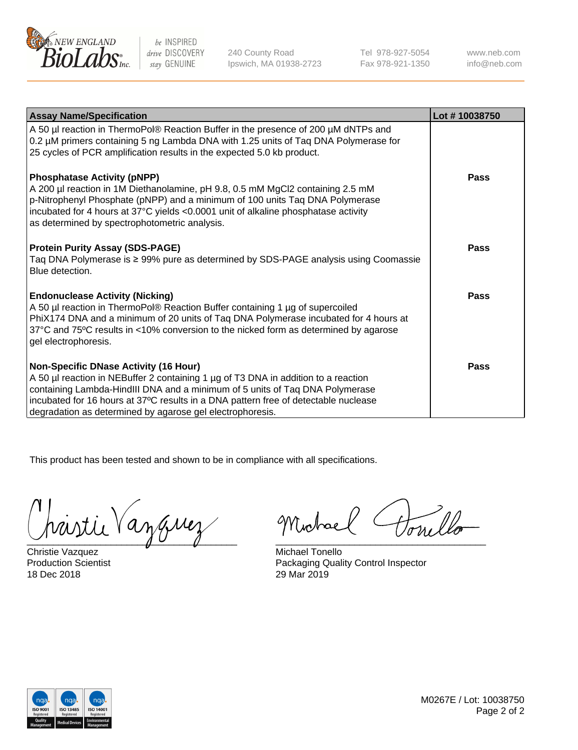240 County Road
Ipswich, MA 01938-2723

Tel 978-927-5054
Fax 978-921-1350

www.neb.com
info@neb.com

| Assay Name/Specification | Lot # 10038750 |
|---|---|
| A 50 µl reaction in ThermoPol® Reaction Buffer in the presence of 200 µM dNTPs and 0.2 µM primers containing 5 ng Lambda DNA with 1.25 units of Taq DNA Polymerase for 25 cycles of PCR amplification results in the expected 5.0 kb product. | |
| **Phosphatase Activity (pNPP)**<br>A 200 µl reaction in 1M Diethanolamine, pH 9.8, 0.5 mM MgCl2 containing 2.5 mM p-Nitrophenyl Phosphate (pNPP) and a minimum of 100 units Taq DNA Polymerase incubated for 4 hours at 37°C yields <0.0001 unit of alkaline phosphatase activity as determined by spectrophotometric analysis. | Pass |
| **Protein Purity Assay (SDS-PAGE)**<br>Taq DNA Polymerase is ≥ 99% pure as determined by SDS-PAGE analysis using Coomassie Blue detection. | Pass |
| **Endonuclease Activity (Nicking)**<br>A 50 µl reaction in ThermoPol® Reaction Buffer containing 1 µg of supercoiled PhiX174 DNA and a minimum of 20 units of Taq DNA Polymerase incubated for 4 hours at 37°C and 75ºC results in <10% conversion to the nicked form as determined by agarose gel electrophoresis. | Pass |
| **Non-Specific DNase Activity (16 Hour)**<br>A 50 µl reaction in NEBuffer 2 containing 1 µg of T3 DNA in addition to a reaction containing Lambda-HindIII DNA and a minimum of 5 units of Taq DNA Polymerase incubated for 16 hours at 37ºC results in a DNA pattern free of detectable nuclease degradation as determined by agarose gel electrophoresis. | Pass |

This product has been tested and shown to be in compliance with all specifications.

Christie Vazquez
Production Scientist
18 Dec 2018

Michael Tonello
Packaging Quality Control Inspector
29 Mar 2019

M0267E / Lot: 10038750